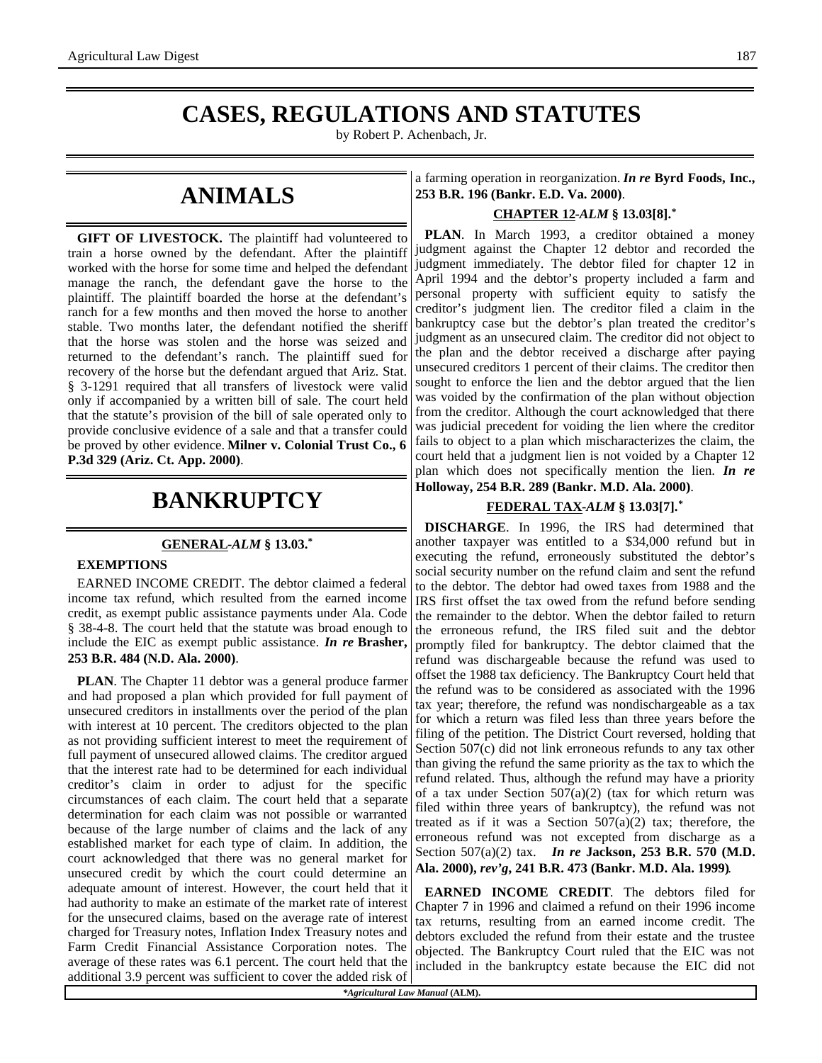# CASES, REGULATIONS AND STATUTES

by Robert P. Achenbach, Jr.

## ANIMALS

**GIFT OF LIVESTOCK.** The plaintiff had volunteered to train a horse owned by the defendant. After the plaintiff worked with the horse for some time and helped the defendant manage the ranch, the defendant gave the horse to the plaintiff. The plaintiff boarded the horse at the defendant's ranch for a few months and then moved the horse to another stable. Two months later, the defendant notified the sheriff that the horse was stolen and the horse was seized and returned to the defendant's ranch. The plaintiff sued for recovery of the horse but the defendant argued that Ariz. Stat. § 3-1291 required that all transfers of livestock were valid only if accompanied by a written bill of sale. The court held that the statute's provision of the bill of sale operated only to provide conclusive evidence of a sale and that a transfer could be proved by other evidence. **Milner v. Colonial Trust Co., 6 P.3d 329 (Ariz. Ct. App. 2000)**.

## BANKRUPTCY

### GENERAL -*ALM* § 13.03.*

**EXEMPTIONS**

EARNED INCOME CREDIT. The debtor claimed a federal income tax refund, which resulted from the earned income credit, as exempt public assistance payments under Ala. Code § 38-4-8. The court held that the statute was broad enough to include the EIC as exempt public assistance. ***In re* Brasher, 253 B.R. 484 (N.D. Ala. 2000)**.

**PLAN**. The Chapter 11 debtor was a general produce farmer and had proposed a plan which provided for full payment of unsecured creditors in installments over the period of the plan with interest at 10 percent. The creditors objected to the plan as not providing sufficient interest to meet the requirement of full payment of unsecured allowed claims. The creditor argued that the interest rate had to be determined for each individual creditor's claim in order to adjust for the specific circumstances of each claim. The court held that a separate determination for each claim was not possible or warranted because of the large number of claims and the lack of any established market for each type of claim. In addition, the court acknowledged that there was no general market for unsecured credit by which the court could determine an adequate amount of interest. However, the court held that it had authority to make an estimate of the market rate of interest for the unsecured claims, based on the average rate of interest charged for Treasury notes, Inflation Index Treasury notes and Farm Credit Financial Assistance Corporation notes. The average of these rates was 6.1 percent. The court held that the additional 3.9 percent was sufficient to cover the added risk of a farming operation in reorganization. ***In re* Byrd Foods, Inc., 253 B.R. 196 (Bankr. E.D. Va. 2000)**.

### CHAPTER 12 -*ALM* § 13.03[8].*

**PLAN**. In March 1993, a creditor obtained a money judgment against the Chapter 12 debtor and recorded the judgment immediately. The debtor filed for chapter 12 in April 1994 and the debtor's property included a farm and personal property with sufficient equity to satisfy the creditor's judgment lien. The creditor filed a claim in the bankruptcy case but the debtor's plan treated the creditor's judgment as an unsecured claim. The creditor did not object to the plan and the debtor received a discharge after paying unsecured creditors 1 percent of their claims. The creditor then sought to enforce the lien and the debtor argued that the lien was voided by the confirmation of the plan without objection from the creditor. Although the court acknowledged that there was judicial precedent for voiding the lien where the creditor fails to object to a plan which mischaracterizes the claim, the court held that a judgment lien is not voided by a Chapter 12 plan which does not specifically mention the lien. ***In re* Holloway, 254 B.R. 289 (Bankr. M.D. Ala. 2000)**.

### FEDERAL TAX -*ALM* § 13.03[7].*

**DISCHARGE**. In 1996, the IRS had determined that another taxpayer was entitled to a $34,000 refund but in executing the refund, erroneously substituted the debtor's social security number on the refund claim and sent the refund to the debtor. The debtor had owed taxes from 1988 and the IRS first offset the tax owed from the refund before sending the remainder to the debtor. When the debtor failed to return the erroneous refund, the IRS filed suit and the debtor promptly filed for bankruptcy. The debtor claimed that the refund was dischargeable because the refund was used to offset the 1988 tax deficiency. The Bankruptcy Court held that the refund was to be considered as associated with the 1996 tax year; therefore, the refund was nondischargeable as a tax for which a return was filed less than three years before the filing of the petition. The District Court reversed, holding that Section 507(c) did not link erroneous refunds to any tax other than giving the refund the same priority as the tax to which the refund related. Thus, although the refund may have a priority of a tax under Section 507(a)(2) (tax for which return was filed within three years of bankruptcy), the refund was not treated as if it was a Section 507(a)(2) tax; therefore, the erroneous refund was not excepted from discharge as a Section 507(a)(2) tax. ***In re* Jackson, 253 B.R. 570 (M.D. Ala. 2000), *rev'g*, 241 B.R. 473 (Bankr. M.D. Ala. 1999)**.

**EARNED INCOME CREDIT**. The debtors filed for Chapter 7 in 1996 and claimed a refund on their 1996 income tax returns, resulting from an earned income credit. The debtors excluded the refund from their estate and the trustee objected. The Bankruptcy Court ruled that the EIC was not included in the bankruptcy estate because the EIC did not

**Agricultural Law Manual* (ALM).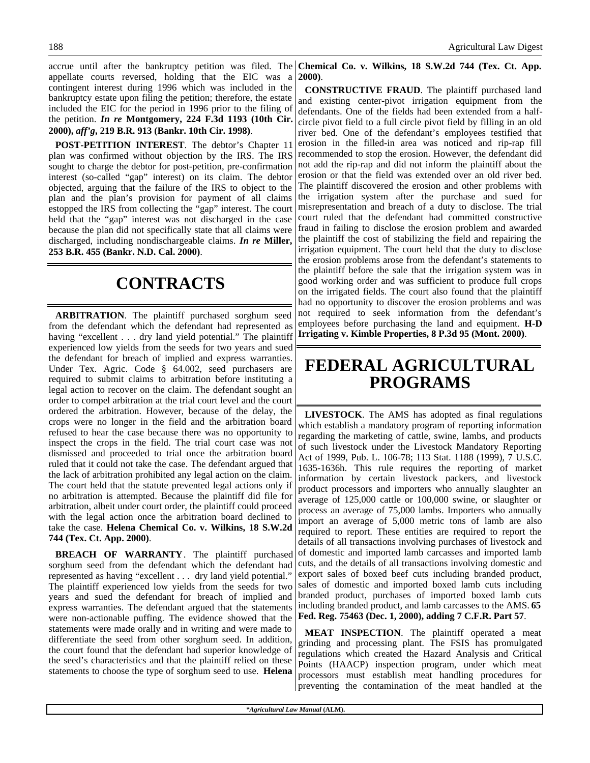accrue until after the bankruptcy petition was filed. The appellate courts reversed, holding that the EIC was a contingent interest during 1996 which was included in the bankruptcy estate upon filing the petition; therefore, the estate included the EIC for the period in 1996 prior to the filing of the petition. ***In re* Montgomery, 224 F.3d 1193 (10th Cir. 2000), *aff'g*, 219 B.R. 913 (Bankr. 10th Cir. 1998)**.

**POST-PETITION INTEREST**. The debtor's Chapter 11 plan was confirmed without objection by the IRS. The IRS sought to charge the debtor for post-petition, pre-confirmation interest (so-called "gap" interest) on its claim. The debtor objected, arguing that the failure of the IRS to object to the plan and the plan's provision for payment of all claims estopped the IRS from collecting the "gap" interest. The court held that the "gap" interest was not discharged in the case because the plan did not specifically state that all claims were discharged, including nondischargeable claims. ***In re* Miller, 253 B.R. 455 (Bankr. N.D. Cal. 2000)**.

# CONTRACTS

**ARBITRATION**. The plaintiff purchased sorghum seed from the defendant which the defendant had represented as having "excellent . . . dry land yield potential." The plaintiff experienced low yields from the seeds for two years and sued the defendant for breach of implied and express warranties. Under Tex. Agric. Code § 64.002, seed purchasers are required to submit claims to arbitration before instituting a legal action to recover on the claim. The defendant sought an order to compel arbitration at the trial court level and the court ordered the arbitration. However, because of the delay, the crops were no longer in the field and the arbitration board refused to hear the case because there was no opportunity to inspect the crops in the field. The trial court case was not dismissed and proceeded to trial once the arbitration board ruled that it could not take the case. The defendant argued that the lack of arbitration prohibited any legal action on the claim. The court held that the statute prevented legal actions only if no arbitration is attempted. Because the plaintiff did file for arbitration, albeit under court order, the plaintiff could proceed with the legal action once the arbitration board declined to take the case. **Helena Chemical Co. v. Wilkins, 18 S.W.2d 744 (Tex. Ct. App. 2000)**.

**BREACH OF WARRANTY**. The plaintiff purchased sorghum seed from the defendant which the defendant had represented as having "excellent . . . dry land yield potential." The plaintiff experienced low yields from the seeds for two years and sued the defendant for breach of implied and express warranties. The defendant argued that the statements were non-actionable puffing. The evidence showed that the statements were made orally and in writing and were made to differentiate the seed from other sorghum seed. In addition, the court found that the defendant had superior knowledge of the seed's characteristics and that the plaintiff relied on these statements to choose the type of sorghum seed to use. **Helena Chemical Co. v. Wilkins, 18 S.W.2d 744 (Tex. Ct. App. 2000)**.

**CONSTRUCTIVE FRAUD**. The plaintiff purchased land and existing center-pivot irrigation equipment from the defendants. One of the fields had been extended from a half-circle pivot field to a full circle pivot field by filling in an old river bed. One of the defendant's employees testified that erosion in the filled-in area was noticed and rip-rap fill recommended to stop the erosion. However, the defendant did not add the rip-rap and did not inform the plaintiff about the erosion or that the field was extended over an old river bed. The plaintiff discovered the erosion and other problems with the irrigation system after the purchase and sued for misrepresentation and breach of a duty to disclose. The trial court ruled that the defendant had committed constructive fraud in failing to disclose the erosion problem and awarded the plaintiff the cost of stabilizing the field and repairing the irrigation equipment. The court held that the duty to disclose the erosion problems arose from the defendant's statements to the plaintiff before the sale that the irrigation system was in good working order and was sufficient to produce full crops on the irrigated fields. The court also found that the plaintiff had no opportunity to discover the erosion problems and was not required to seek information from the defendant's employees before purchasing the land and equipment. **H-D Irrigating v. Kimble Properties, 8 P.3d 95 (Mont. 2000)**.

# FEDERAL AGRICULTURAL PROGRAMS

**LIVESTOCK**. The AMS has adopted as final regulations which establish a mandatory program of reporting information regarding the marketing of cattle, swine, lambs, and products of such livestock under the Livestock Mandatory Reporting Act of 1999, Pub. L. 106-78; 113 Stat. 1188 (1999), 7 U.S.C. 1635-1636h. This rule requires the reporting of market information by certain livestock packers, and livestock product processors and importers who annually slaughter an average of 125,000 cattle or 100,000 swine, or slaughter or process an average of 75,000 lambs. Importers who annually import an average of 5,000 metric tons of lamb are also required to report. These entities are required to report the details of all transactions involving purchases of livestock and of domestic and imported lamb carcasses and imported lamb cuts, and the details of all transactions involving domestic and export sales of boxed beef cuts including branded product, sales of domestic and imported boxed lamb cuts including branded product, purchases of imported boxed lamb cuts including branded product, and lamb carcasses to the AMS. **65 Fed. Reg. 75463 (Dec. 1, 2000), adding 7 C.F.R. Part 57**.

**MEAT INSPECTION**. The plaintiff operated a meat grinding and processing plant. The FSIS has promulgated regulations which created the Hazard Analysis and Critical Points (HAACP) inspection program, under which meat processors must establish meat handling procedures for preventing the contamination of the meat handled at the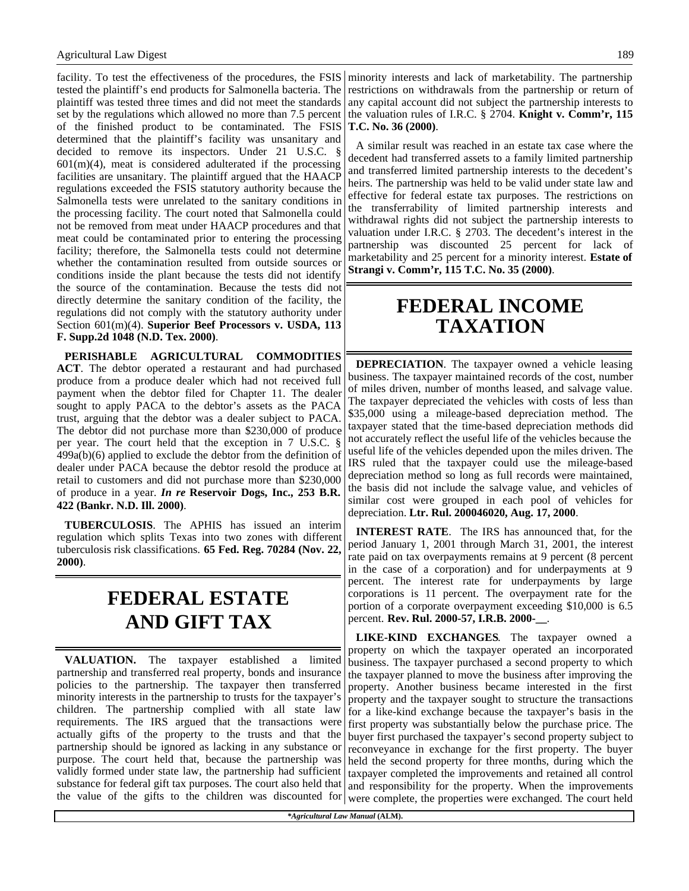facility. To test the effectiveness of the procedures, the FSIS tested the plaintiff's end products for Salmonella bacteria. The plaintiff was tested three times and did not meet the standards set by the regulations which allowed no more than 7.5 percent of the finished product to be contaminated. The FSIS determined that the plaintiff's facility was unsanitary and decided to remove its inspectors. Under 21 U.S.C. § 601(m)(4), meat is considered adulterated if the processing facilities are unsanitary. The plaintiff argued that the HAACP regulations exceeded the FSIS statutory authority because the Salmonella tests were unrelated to the sanitary conditions in the processing facility. The court noted that Salmonella could not be removed from meat under HAACP procedures and that meat could be contaminated prior to entering the processing facility; therefore, the Salmonella tests could not determine whether the contamination resulted from outside sources or conditions inside the plant because the tests did not identify the source of the contamination. Because the tests did not directly determine the sanitary condition of the facility, the regulations did not comply with the statutory authority under Section 601(m)(4). **Superior Beef Processors v. USDA, 113 F. Supp.2d 1048 (N.D. Tex. 2000)**.

**PERISHABLE AGRICULTURAL COMMODITIES ACT**. The debtor operated a restaurant and had purchased produce from a produce dealer which had not received full payment when the debtor filed for Chapter 11. The dealer sought to apply PACA to the debtor's assets as the PACA trust, arguing that the debtor was a dealer subject to PACA. The debtor did not purchase more than $230,000 of produce per year. The court held that the exception in 7 U.S.C. § 499a(b)(6) applied to exclude the debtor from the definition of dealer under PACA because the debtor resold the produce at retail to customers and did not purchase more than $230,000 of produce in a year. ***In re* Reservoir Dogs, Inc., 253 B.R. 422 (Bankr. N.D. Ill. 2000)**.

**TUBERCULOSIS**. The APHIS has issued an interim regulation which splits Texas into two zones with different tuberculosis risk classifications. **65 Fed. Reg. 70284 (Nov. 22, 2000)**.

# FEDERAL ESTATE AND GIFT TAX

**VALUATION.** The taxpayer established a limited partnership and transferred real property, bonds and insurance policies to the partnership. The taxpayer then transferred minority interests in the partnership to trusts for the taxpayer's children. The partnership complied with all state law requirements. The IRS argued that the transactions were actually gifts of the property to the trusts and that the partnership should be ignored as lacking in any substance or purpose. The court held that, because the partnership was validly formed under state law, the partnership had sufficient substance for federal gift tax purposes. The court also held that the value of the gifts to the children was discounted for minority interests and lack of marketability. The partnership restrictions on withdrawals from the partnership or return of any capital account did not subject the partnership interests to the valuation rules of I.R.C. § 2704. **Knight v. Comm'r, 115 T.C. No. 36 (2000)**.

A similar result was reached in an estate tax case where the decedent had transferred assets to a family limited partnership and transferred limited partnership interests to the decedent's heirs. The partnership was held to be valid under state law and effective for federal estate tax purposes. The restrictions on the transferrability of limited partnership interests and withdrawal rights did not subject the partnership interests to valuation under I.R.C. § 2703. The decedent's interest in the partnership was discounted 25 percent for lack of marketability and 25 percent for a minority interest. **Estate of Strangi v. Comm'r, 115 T.C. No. 35 (2000)**.

# FEDERAL INCOME TAXATION

**DEPRECIATION**. The taxpayer owned a vehicle leasing business. The taxpayer maintained records of the cost, number of miles driven, number of months leased, and salvage value. The taxpayer depreciated the vehicles with costs of less than $35,000 using a mileage-based depreciation method. The taxpayer stated that the time-based depreciation methods did not accurately reflect the useful life of the vehicles because the useful life of the vehicles depended upon the miles driven. The IRS ruled that the taxpayer could use the mileage-based depreciation method so long as full records were maintained, the basis did not include the salvage value, and vehicles of similar cost were grouped in each pool of vehicles for depreciation. **Ltr. Rul. 200046020, Aug. 17, 2000**.

**INTEREST RATE**. The IRS has announced that, for the period January 1, 2001 through March 31, 2001, the interest rate paid on tax overpayments remains at 9 percent (8 percent in the case of a corporation) and for underpayments at 9 percent. The interest rate for underpayments by large corporations is 11 percent. The overpayment rate for the portion of a corporate overpayment exceeding $10,000 is 6.5 percent. **Rev. Rul. 2000-57, I.R.B. 2000-__**.

**LIKE-KIND EXCHANGES**. The taxpayer owned a property on which the taxpayer operated an incorporated business. The taxpayer purchased a second property to which the taxpayer planned to move the business after improving the property. Another business became interested in the first property and the taxpayer sought to structure the transactions for a like-kind exchange because the taxpayer's basis in the first property was substantially below the purchase price. The buyer first purchased the taxpayer's second property subject to reconveyance in exchange for the first property. The buyer held the second property for three months, during which the taxpayer completed the improvements and retained all control and responsibility for the property. When the improvements were complete, the properties were exchanged. The court held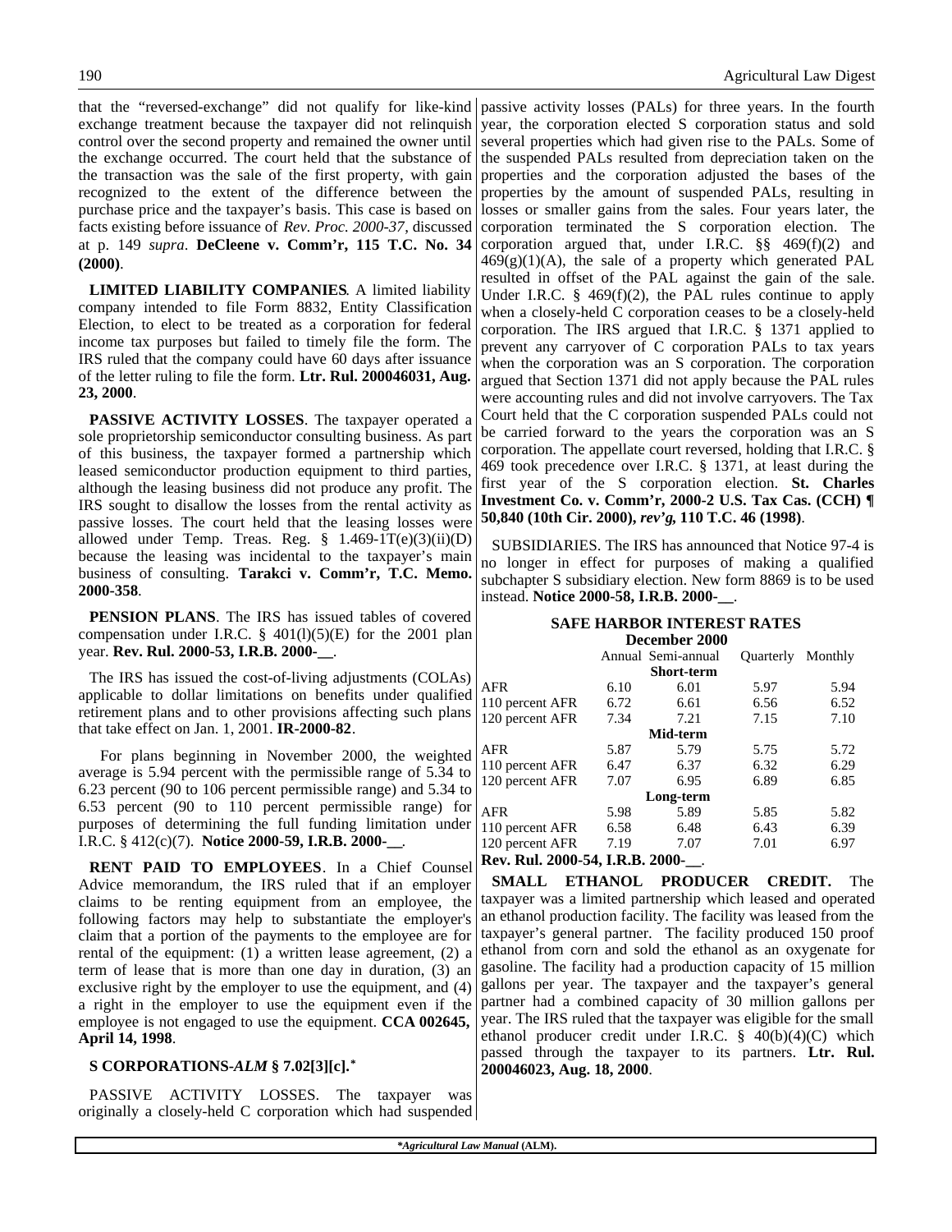that the “reversed-exchange” did not qualify for like-kind exchange treatment because the taxpayer did not relinquish control over the second property and remained the owner until the exchange occurred. The court held that the substance of the transaction was the sale of the first property, with gain recognized to the extent of the difference between the purchase price and the taxpayer’s basis. This case is based on facts existing before issuance of *Rev. Proc. 2000-37*, discussed at p. 149 *supra*. **DeCleene v. Comm’r, 115 T.C. No. 34 (2000)**.

**LIMITED LIABILITY COMPANIES**. A limited liability company intended to file Form 8832, Entity Classification Election, to elect to be treated as a corporation for federal income tax purposes but failed to timely file the form. The IRS ruled that the company could have 60 days after issuance of the letter ruling to file the form. **Ltr. Rul. 200046031, Aug. 23, 2000**.

**PASSIVE ACTIVITY LOSSES**. The taxpayer operated a sole proprietorship semiconductor consulting business. As part of this business, the taxpayer formed a partnership which leased semiconductor production equipment to third parties, although the leasing business did not produce any profit. The IRS sought to disallow the losses from the rental activity as passive losses. The court held that the leasing losses were allowed under Temp. Treas. Reg. § 1.469-1T(e)(3)(ii)(D) because the leasing was incidental to the taxpayer’s main business of consulting. **Tarakci v. Comm’r, T.C. Memo. 2000-358**.

**PENSION PLANS**. The IRS has issued tables of covered compensation under I.R.C. § 401(l)(5)(E) for the 2001 plan year. **Rev. Rul. 2000-53, I.R.B. 2000-__**.

The IRS has issued the cost-of-living adjustments (COLAs) applicable to dollar limitations on benefits under qualified retirement plans and to other provisions affecting such plans that take effect on Jan. 1, 2001. **IR-2000-82**.

For plans beginning in November 2000, the weighted average is 5.94 percent with the permissible range of 5.34 to 6.23 percent (90 to 106 percent permissible range) and 5.34 to 6.53 percent (90 to 110 percent permissible range) for purposes of determining the full funding limitation under I.R.C. § 412(c)(7). **Notice 2000-59, I.R.B. 2000-__**.

**RENT PAID TO EMPLOYEES**. In a Chief Counsel Advice memorandum, the IRS ruled that if an employer claims to be renting equipment from an employee, the following factors may help to substantiate the employer's claim that a portion of the payments to the employee are for rental of the equipment: (1) a written lease agreement, (2) a term of lease that is more than one day in duration, (3) an exclusive right by the employer to use the equipment, and (4) a right in the employer to use the equipment even if the employee is not engaged to use the equipment. **CCA 002645, April 14, 1998**.

**S CORPORATIONS-*ALM* § 7.02[3][c].***

PASSIVE ACTIVITY LOSSES. The taxpayer was originally a closely-held C corporation which had suspended passive activity losses (PALs) for three years. In the fourth year, the corporation elected S corporation status and sold several properties which had given rise to the PALs. Some of the suspended PALs resulted from depreciation taken on the properties and the corporation adjusted the bases of the properties by the amount of suspended PALs, resulting in losses or smaller gains from the sales. Four years later, the corporation terminated the S corporation election. The corporation argued that, under I.R.C. §§ 469(f)(2) and 469(g)(1)(A), the sale of a property which generated PAL resulted in offset of the PAL against the gain of the sale. Under I.R.C. § 469(f)(2), the PAL rules continue to apply when a closely-held C corporation ceases to be a closely-held corporation. The IRS argued that I.R.C. § 1371 applied to prevent any carryover of C corporation PALs to tax years when the corporation was an S corporation. The corporation argued that Section 1371 did not apply because the PAL rules were accounting rules and did not involve carryovers. The Tax Court held that the C corporation suspended PALs could not be carried forward to the years the corporation was an S corporation. The appellate court reversed, holding that I.R.C. § 469 took precedence over I.R.C. § 1371, at least during the first year of the S corporation election. **St. Charles Investment Co. v. Comm’r, 2000-2 U.S. Tax Cas. (CCH) ¶ 50,840 (10th Cir. 2000), *rev’g*, 110 T.C. 46 (1998)**.

SUBSIDIARIES. The IRS has announced that Notice 97-4 is no longer in effect for purposes of making a qualified subchapter S subsidiary election. New form 8869 is to be used instead. **Notice 2000-58, I.R.B. 2000-__**.

**SAFE HARBOR INTEREST RATES**
**December 2000**

| | Annual | Semi-annual | Quarterly | Monthly |
|---|---|---|---|---|
| | | **Short-term** | | |
| AFR | 6.10 | 6.01 | 5.97 | 5.94 |
| 110 percent AFR | 6.72 | 6.61 | 6.56 | 6.52 |
| 120 percent AFR | 7.34 | 7.21 | 7.15 | 7.10 |
| | | **Mid-term** | | |
| AFR | 5.87 | 5.79 | 5.75 | 5.72 |
| 110 percent AFR | 6.47 | 6.37 | 6.32 | 6.29 |
| 120 percent AFR | 7.07 | 6.95 | 6.89 | 6.85 |
| | | **Long-term** | | |
| AFR | 5.98 | 5.89 | 5.85 | 5.82 |
| 110 percent AFR | 6.58 | 6.48 | 6.43 | 6.39 |
| 120 percent AFR | 7.19 | 7.07 | 7.01 | 6.97 |

**Rev. Rul. 2000-54, I.R.B. 2000-__**.

**SMALL ETHANOL PRODUCER CREDIT.** The taxpayer was a limited partnership which leased and operated an ethanol production facility. The facility was leased from the taxpayer’s general partner. The facility produced 150 proof ethanol from corn and sold the ethanol as an oxygenate for gasoline. The facility had a production capacity of 15 million gallons per year. The taxpayer and the taxpayer’s general partner had a combined capacity of 30 million gallons per year. The IRS ruled that the taxpayer was eligible for the small ethanol producer credit under I.R.C. § 40(b)(4)(C) which passed through the taxpayer to its partners. **Ltr. Rul. 200046023, Aug. 18, 2000**.

****Agricultural Law Manual* (ALM).**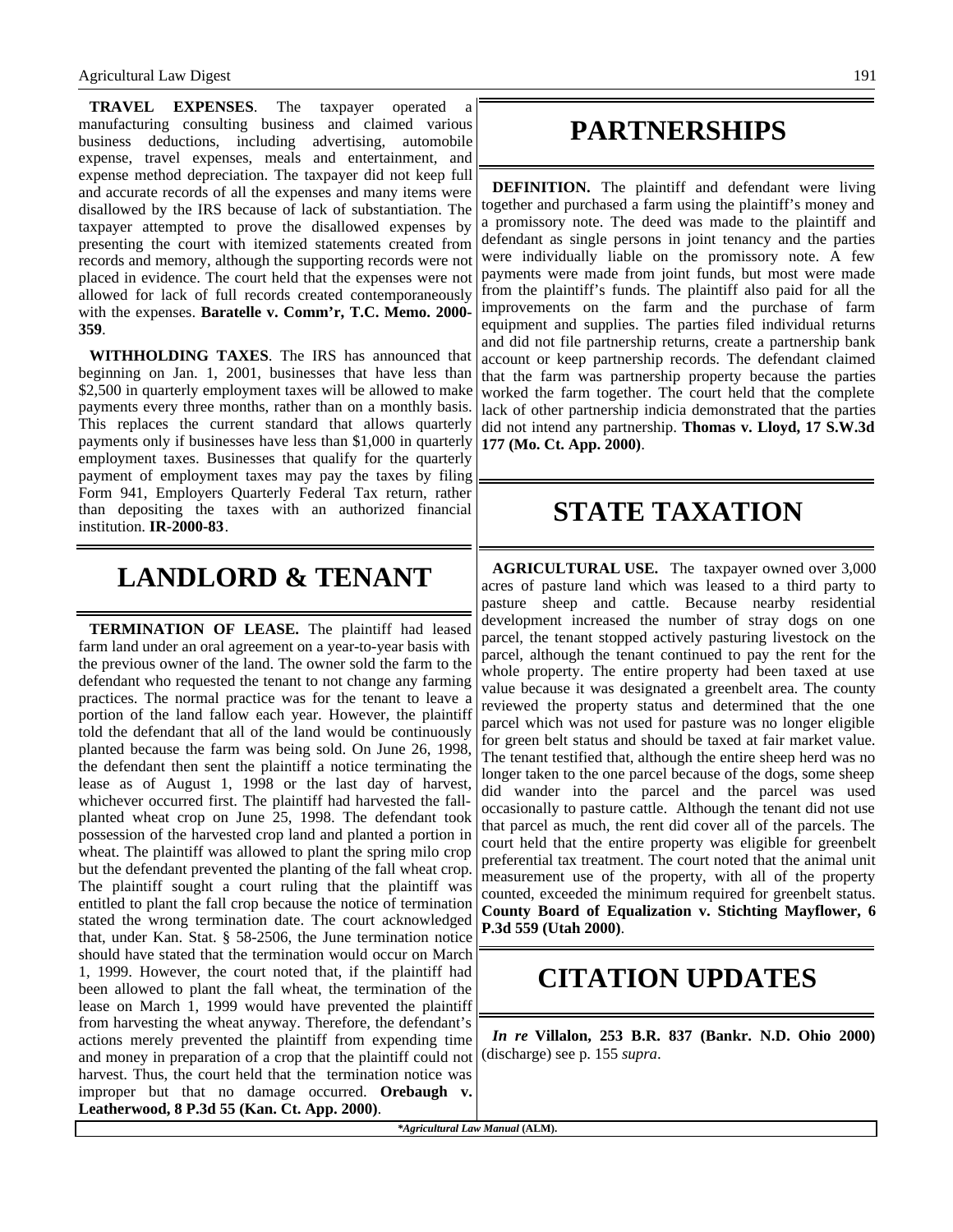**TRAVEL EXPENSES**. The taxpayer operated a manufacturing consulting business and claimed various business deductions, including advertising, automobile expense, travel expenses, meals and entertainment, and expense method depreciation. The taxpayer did not keep full and accurate records of all the expenses and many items were disallowed by the IRS because of lack of substantiation. The taxpayer attempted to prove the disallowed expenses by presenting the court with itemized statements created from records and memory, although the supporting records were not placed in evidence. The court held that the expenses were not allowed for lack of full records created contemporaneously with the expenses. **Baratelle v. Comm'r, T.C. Memo. 2000-359**.

**WITHHOLDING TAXES**. The IRS has announced that beginning on Jan. 1, 2001, businesses that have less than $2,500 in quarterly employment taxes will be allowed to make payments every three months, rather than on a monthly basis. This replaces the current standard that allows quarterly payments only if businesses have less than $1,000 in quarterly employment taxes. Businesses that qualify for the quarterly payment of employment taxes may pay the taxes by filing Form 941, Employers Quarterly Federal Tax return, rather than depositing the taxes with an authorized financial institution. **IR-2000-83**.

# LANDLORD & TENANT

**TERMINATION OF LEASE.** The plaintiff had leased farm land under an oral agreement on a year-to-year basis with the previous owner of the land. The owner sold the farm to the defendant who requested the tenant to not change any farming practices. The normal practice was for the tenant to leave a portion of the land fallow each year. However, the plaintiff told the defendant that all of the land would be continuously planted because the farm was being sold. On June 26, 1998, the defendant then sent the plaintiff a notice terminating the lease as of August 1, 1998 or the last day of harvest, whichever occurred first. The plaintiff had harvested the fall-planted wheat crop on June 25, 1998. The defendant took possession of the harvested crop land and planted a portion in wheat. The plaintiff was allowed to plant the spring milo crop but the defendant prevented the planting of the fall wheat crop. The plaintiff sought a court ruling that the plaintiff was entitled to plant the fall crop because the notice of termination stated the wrong termination date. The court acknowledged that, under Kan. Stat. § 58-2506, the June termination notice should have stated that the termination would occur on March 1, 1999. However, the court noted that, if the plaintiff had been allowed to plant the fall wheat, the termination of the lease on March 1, 1999 would have prevented the plaintiff from harvesting the wheat anyway. Therefore, the defendant's actions merely prevented the plaintiff from expending time and money in preparation of a crop that the plaintiff could not harvest. Thus, the court held that the termination notice was improper but that no damage occurred. **Orebaugh v. Leatherwood, 8 P.3d 55 (Kan. Ct. App. 2000)**.

# PARTNERSHIPS

**DEFINITION.** The plaintiff and defendant were living together and purchased a farm using the plaintiff's money and a promissory note. The deed was made to the plaintiff and defendant as single persons in joint tenancy and the parties were individually liable on the promissory note. A few payments were made from joint funds, but most were made from the plaintiff's funds. The plaintiff also paid for all the improvements on the farm and the purchase of farm equipment and supplies. The parties filed individual returns and did not file partnership returns, create a partnership bank account or keep partnership records. The defendant claimed that the farm was partnership property because the parties worked the farm together. The court held that the complete lack of other partnership indicia demonstrated that the parties did not intend any partnership. **Thomas v. Lloyd, 17 S.W.3d 177 (Mo. Ct. App. 2000)**.

# STATE TAXATION

**AGRICULTURAL USE.** The taxpayer owned over 3,000 acres of pasture land which was leased to a third party to pasture sheep and cattle. Because nearby residential development increased the number of stray dogs on one parcel, the tenant stopped actively pasturing livestock on the parcel, although the tenant continued to pay the rent for the whole property. The entire property had been taxed at use value because it was designated a greenbelt area. The county reviewed the property status and determined that the one parcel which was not used for pasture was no longer eligible for green belt status and should be taxed at fair market value. The tenant testified that, although the entire sheep herd was no longer taken to the one parcel because of the dogs, some sheep did wander into the parcel and the parcel was used occasionally to pasture cattle. Although the tenant did not use that parcel as much, the rent did cover all of the parcels. The court held that the entire property was eligible for greenbelt preferential tax treatment. The court noted that the animal unit measurement use of the property, with all of the property counted, exceeded the minimum required for greenbelt status. **County Board of Equalization v. Stichting Mayflower, 6 P.3d 559 (Utah 2000)**.

# CITATION UPDATES

***In re* Villalon, 253 B.R. 837 (Bankr. N.D. Ohio 2000)** (discharge) see p. 155 *supra*.

****Agricultural Law Manual* (ALM).**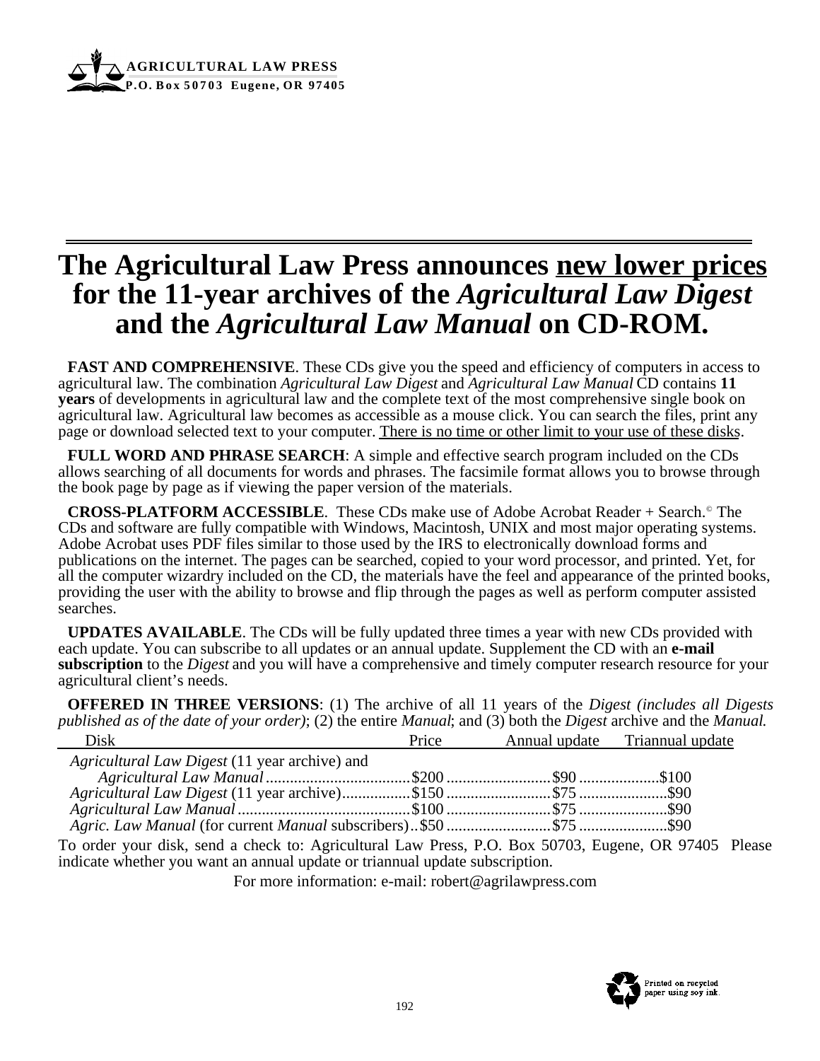**AGRICULTURAL LAW PRESS**
**P.O. Box 50703 Eugene, OR 97405**

# The Agricultural Law Press announces new lower prices for the 11-year archives of the *Agricultural Law Digest* and the *Agricultural Law Manual* on CD-ROM.

**FAST AND COMPREHENSIVE**. These CDs give you the speed and efficiency of computers in access to agricultural law. The combination *Agricultural Law Digest* and *Agricultural Law Manual* CD contains **11 years** of developments in agricultural law and the complete text of the most comprehensive single book on agricultural law. Agricultural law becomes as accessible as a mouse click. You can search the files, print any page or download selected text to your computer. There is no time or other limit to your use of these disks.

**FULL WORD AND PHRASE SEARCH**: A simple and effective search program included on the CDs allows searching of all documents for words and phrases. The facsimile format allows you to browse through the book page by page as if viewing the paper version of the materials.

**CROSS-PLATFORM ACCESSIBLE**. These CDs make use of Adobe Acrobat Reader + Search.© The CDs and software are fully compatible with Windows, Macintosh, UNIX and most major operating systems. Adobe Acrobat uses PDF files similar to those used by the IRS to electronically download forms and publications on the internet. The pages can be searched, copied to your word processor, and printed. Yet, for all the computer wizardry included on the CD, the materials have the feel and appearance of the printed books, providing the user with the ability to browse and flip through the pages as well as perform computer assisted searches.

**UPDATES AVAILABLE**. The CDs will be fully updated three times a year with new CDs provided with each update. You can subscribe to all updates or an annual update. Supplement the CD with an **e-mail subscription** to the *Digest* and you will have a comprehensive and timely computer research resource for your agricultural client's needs.

**OFFERED IN THREE VERSIONS**: (1) The archive of all 11 years of the *Digest (includes all Digests published as of the date of your order)*; (2) the entire *Manual*; and (3) both the *Digest* archive and the *Manual.*

| Disk | Price | Annual update | Triannual update |
|---|---|---|---|
| *Agricultural Law Digest* (11 year archive) and *Agricultural Law Manual* | $200 | $90 | $100 |
| *Agricultural Law Digest* (11 year archive) | $150 | $75 | $90 |
| *Agricultural Law Manual* | $100 | $75 | $90 |
| *Agric. Law Manual* (for current *Manual* subscribers) | $50 | $75 | $90 |

To order your disk, send a check to: Agricultural Law Press, P.O. Box 50703, Eugene, OR 97405 Please indicate whether you want an annual update or triannual update subscription.

For more information: e-mail: robert@agrilawpress.com

Printed on recycled paper using soy ink.